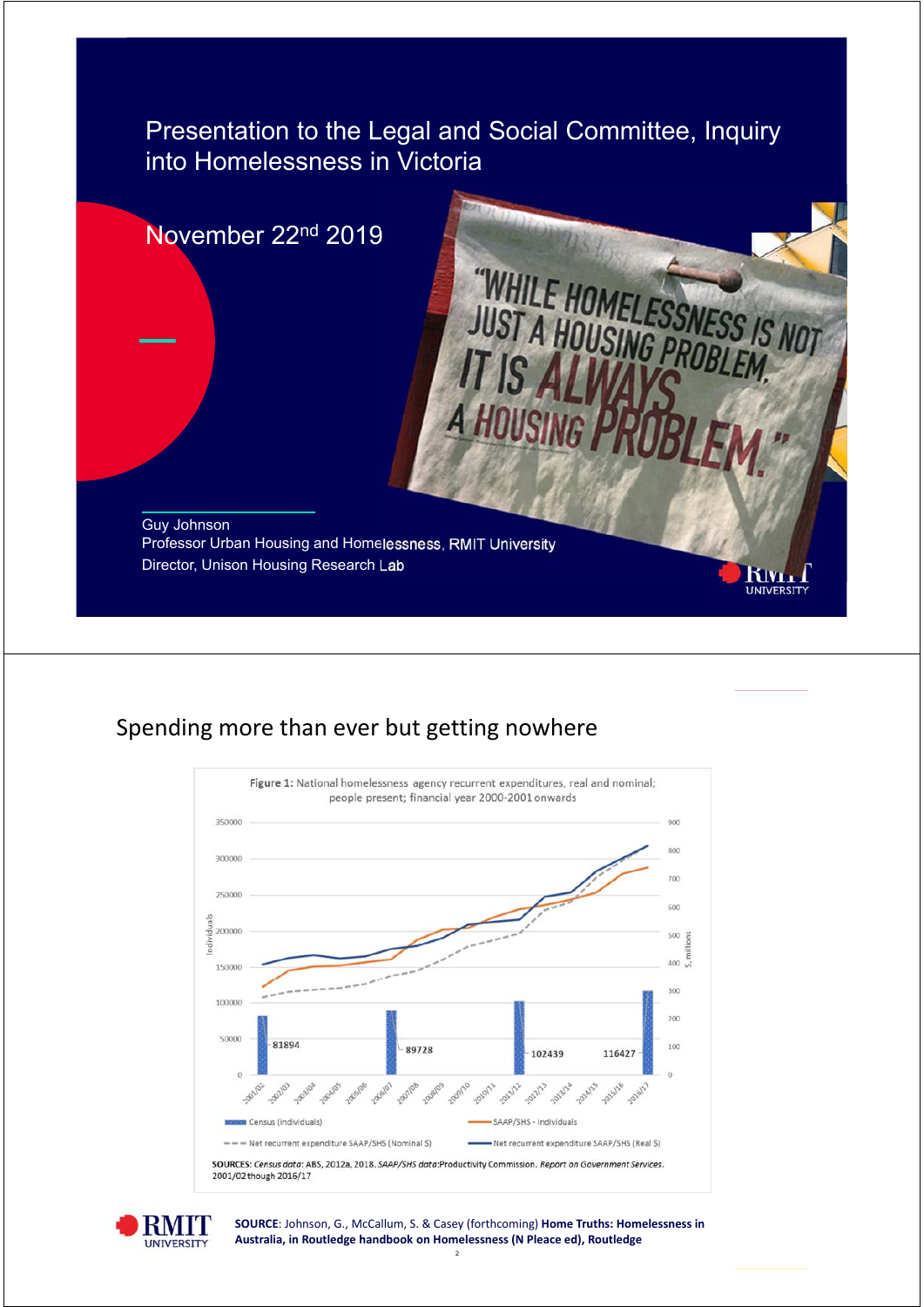# Presentation to the Legal and Social Committee, Inquiry into Homelessness in Victoria

November 22nd 2019

"WHILE HOMELESSNESS IS NOT JUST A HOUSING PROBLEM, IT IS ALWAYS A HOUSING PROBLEM."

Guy Johnson
Professor Urban Housing and Homelessness, RMIT University
Director, Unison Housing Research Lab

---

## Spending more than ever but getting nowhere

Figure 1: National homelessness agency recurrent expenditures, real and nominal; people present; financial year 2000-2001 onwards

Census (individuals): 2001/02: 81894; 2006/07: 89728; 2011/12: 102439; 2016/17: 116427

Legend: Census (individuals); SAAP/SHS - Individuals; Net recurrent expenditure SAAP/SHS (Nominal $); Net recurrent expenditure SAAP/SHS (Real $)

SOURCES: *Census data*: ABS, 2012a, 2018. *SAAP/SHS data*: Productivity Commission. *Report on Government Services*. 2001/02 though 2016/17

**SOURCE**: Johnson, G., McCallum, S. & Casey (forthcoming) **Home Truths: Homelessness in Australia, in Routledge handbook on Homelessness (N Pleace ed), Routledge**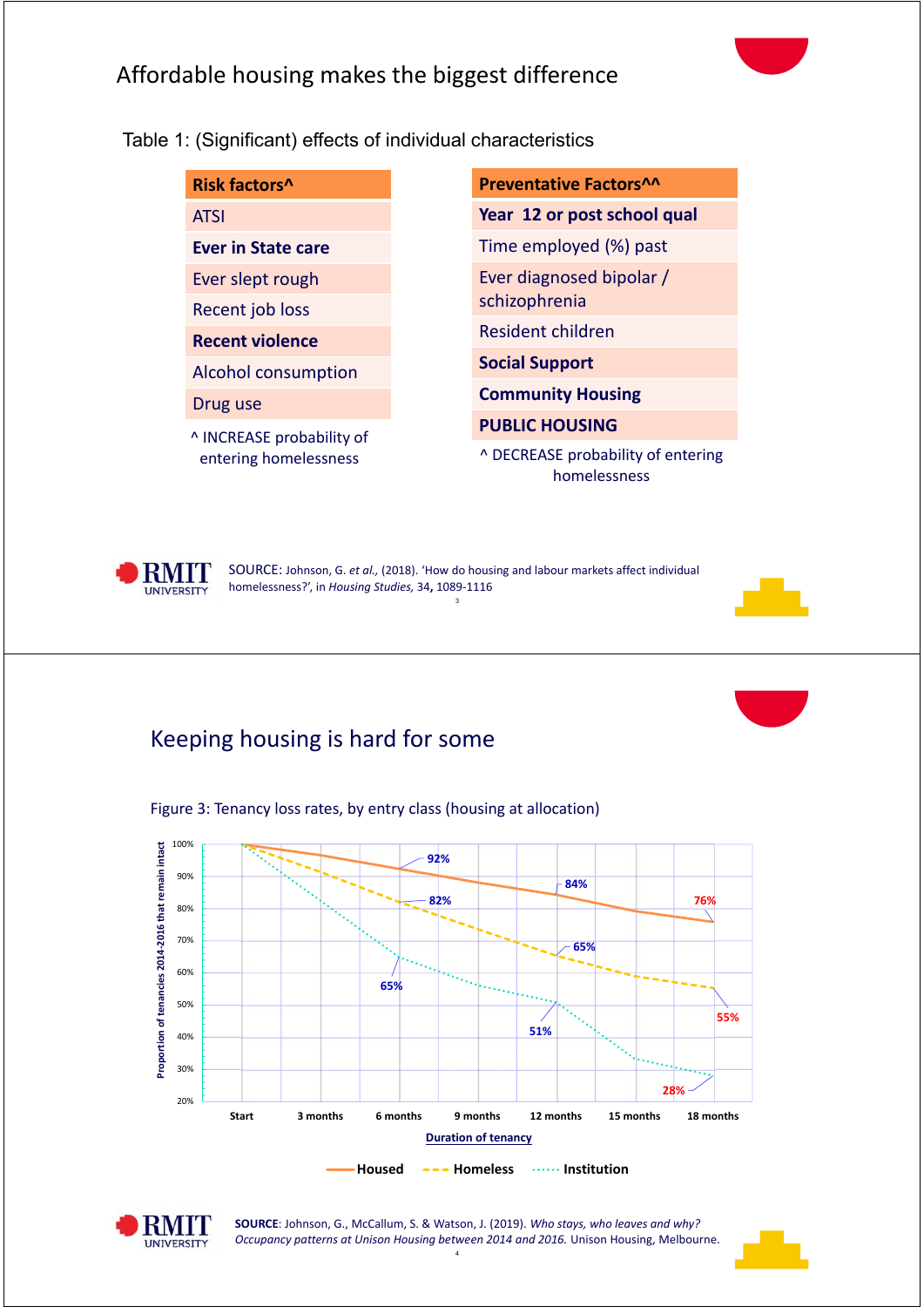## Affordable housing makes the biggest difference

Table 1: (Significant) effects of individual characteristics

| Risk factors^ |
|---|
| ATSI |
| **Ever in State care** |
| Ever slept rough |
| Recent job loss |
| **Recent violence** |
| Alcohol consumption |
| Drug use |

^ INCREASE probability of entering homelessness

| Preventative Factors^^ |
|---|
| **Year 12 or post school qual** |
| Time employed (%) past |
| Ever diagnosed bipolar / schizophrenia |
| Resident children |
| **Social Support** |
| **Community Housing** |
| **PUBLIC HOUSING** |

^ DECREASE probability of entering homelessness

SOURCE: Johnson, G. *et al.*, (2018). 'How do housing and labour markets affect individual homelessness?', in *Housing Studies*, 34, 1089-1116

## Keeping housing is hard for some

Figure 3: Tenancy loss rates, by entry class (housing at allocation)

| Duration of tenancy | Housed | Homeless | Institution |
|---|---|---|---|
| Start | 100% | 100% | 100% |
| 6 months | 92% | 82% | 65% |
| 12 months | 84% | 65% | 51% |
| 18 months | 76% | 55% | 28% |

Y-axis: Proportion of tenancies 2014-2016 that remain intact

SOURCE: Johnson, G., McCallum, S. & Watson, J. (2019). *Who stays, who leaves and why? Occupancy patterns at Unison Housing between 2014 and 2016.* Unison Housing, Melbourne.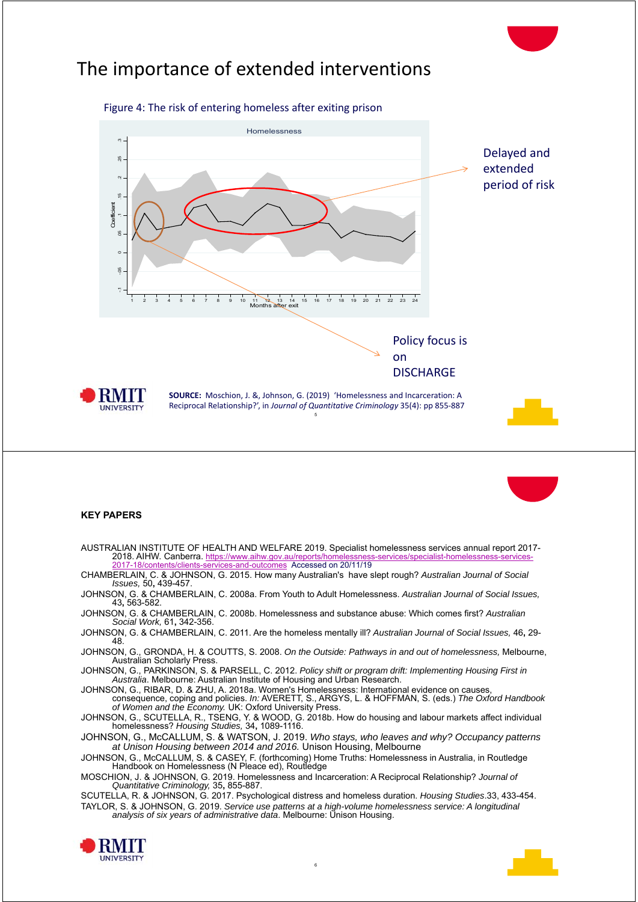# The importance of extended interventions

Figure 4: The risk of entering homeless after exiting prison

Homelessness

Coefficient

-.1 -.05 0 .05 .1 .15 .2 .25 .3

1 2 3 4 5 6 7 8 9 10 11 12 13 14 15 16 17 18 19 20 21 22 23 24

Months after exit

Delayed and extended period of risk

Policy focus is on DISCHARGE

**SOURCE:** Moschion, J. &, Johnson, G. (2019) 'Homelessness and Incarceration: A Reciprocal Relationship?', in *Journal of Quantitative Criminology* 35(4): pp 855-887

**KEY PAPERS**

AUSTRALIAN INSTITUTE OF HEALTH AND WELFARE 2019. Specialist homelessness services annual report 2017-2018. AIHW. Canberra. https://www.aihw.gov.au/reports/homelessness-services/specialist-homelessness-services-2017-18/contents/clients-services-and-outcomes Accessed on 20/11/19

CHAMBERLAIN, C. & JOHNSON, G. 2015. How many Australian's have slept rough? *Australian Journal of Social Issues,* 50**,** 439-457.

JOHNSON, G. & CHAMBERLAIN, C. 2008a. From Youth to Adult Homelessness. *Australian Journal of Social Issues,* 43**,** 563-582.

JOHNSON, G. & CHAMBERLAIN, C. 2008b. Homelessness and substance abuse: Which comes first? *Australian Social Work,* 61**,** 342-356.

JOHNSON, G. & CHAMBERLAIN, C. 2011. Are the homeless mentally ill? *Australian Journal of Social Issues,* 46**,** 29-48.

JOHNSON, G., GRONDA, H. & COUTTS, S. 2008. *On the Outside: Pathways in and out of homelessness,* Melbourne, Australian Scholarly Press.

JOHNSON, G., PARKINSON, S. & PARSELL, C. 2012. *Policy shift or program drift: Implementing Housing First in Australia*. Melbourne: Australian Institute of Housing and Urban Research.

JOHNSON, G., RIBAR, D. & ZHU, A. 2018a. Women's Homelessness: International evidence on causes, consequence, coping and policies. *In:* AVERETT, S., ARGYS, L. & HOFFMAN, S. (eds.) *The Oxford Handbook of Women and the Economy.* UK: Oxford University Press.

JOHNSON, G., SCUTELLA, R., TSENG, Y. & WOOD, G. 2018b. How do housing and labour markets affect individual homelessness? *Housing Studies,* 34**,** 1089-1116.

JOHNSON, G., McCALLUM, S. & WATSON, J. 2019. *Who stays, who leaves and why? Occupancy patterns at Unison Housing between 2014 and 2016.* Unison Housing, Melbourne

JOHNSON, G., McCALLUM, S. & CASEY, F. (forthcoming) Home Truths: Homelessness in Australia, in Routledge Handbook on Homelessness (N Pleace ed), Routledge

MOSCHION, J. & JOHNSON, G. 2019. Homelessness and Incarceration: A Reciprocal Relationship? *Journal of Quantitative Criminology,* 35**,** 855-887.

SCUTELLA, R. & JOHNSON, G. 2017. Psychological distress and homeless duration. *Housing Studies*.33, 433-454.

TAYLOR, S. & JOHNSON, G. 2019. *Service use patterns at a high-volume homelessness service: A longitudinal analysis of six years of administrative data*. Melbourne: Unison Housing.